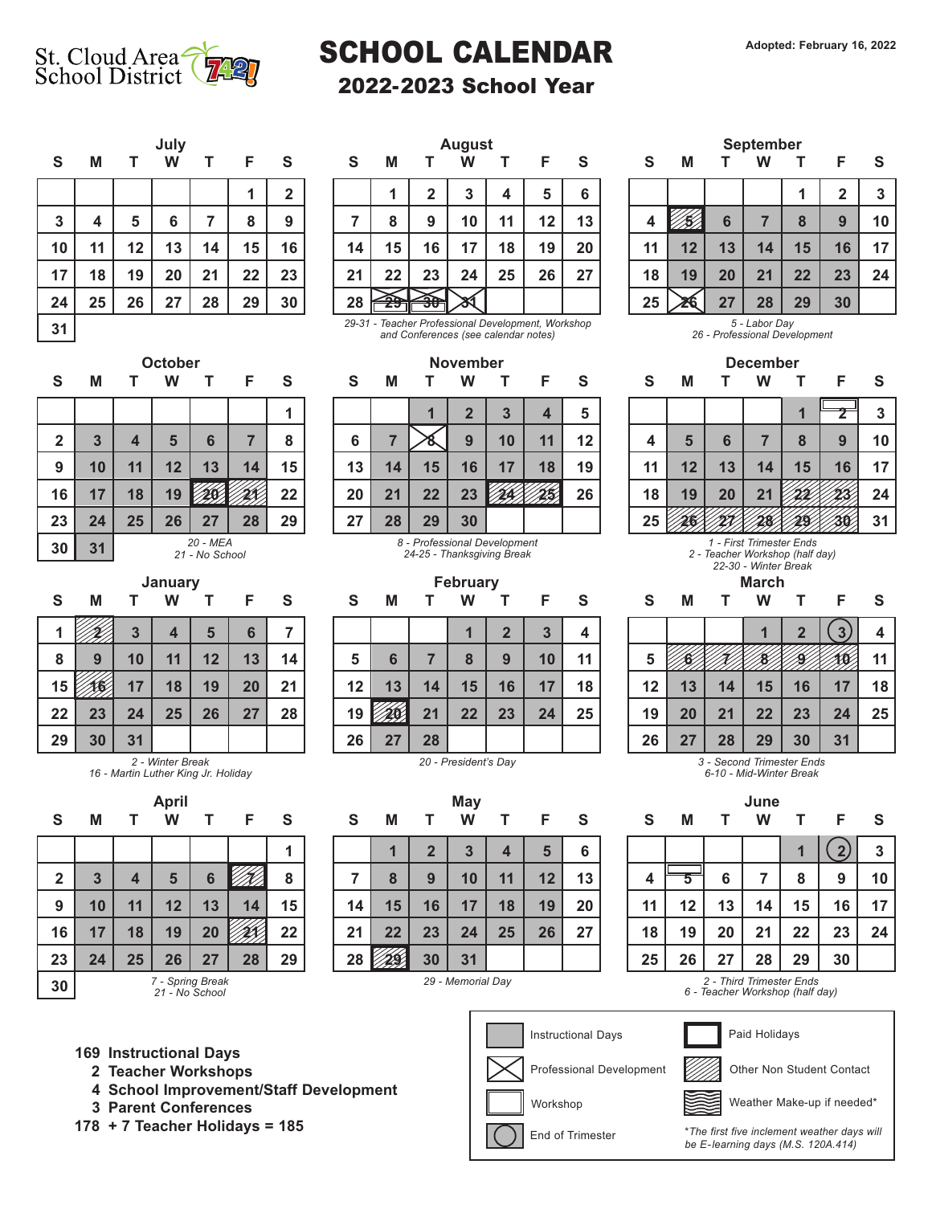St. Cloud Area School District 742

# SCHOOL CALENDAR

## 2022-2023 School Year

Adopted: February 16, 2022

### July

| S | M | T | W | T | F | S |
|---|---|---|---|---|---|---|
| | | | | | 1 | 2 |
| 3 | 4 | 5 | 6 | 7 | 8 | 9 |
| 10 | 11 | 12 | 13 | 14 | 15 | 16 |
| 17 | 18 | 19 | 20 | 21 | 22 | 23 |
| 24 | 25 | 26 | 27 | 28 | 29 | 30 |
| 31 | | | | | | |

### August

| S | M | T | W | T | F | S |
|---|---|---|---|---|---|---|
| | 1 | 2 | 3 | 4 | 5 | 6 |
| 7 | 8 | 9 | 10 | 11 | 12 | 13 |
| 14 | 15 | 16 | 17 | 18 | 19 | 20 |
| 21 | 22 | 23 | 24 | 25 | 26 | 27 |
| 28 | 29 | 30 | 31 | | | |

*29-31 - Teacher Professional Development, Workshop and Conferences (see calendar notes)*

### September

| S | M | T | W | T | F | S |
|---|---|---|---|---|---|---|
| | | | | 1 | 2 | 3 |
| 4 | 5 | 6 | 7 | 8 | 9 | 10 |
| 11 | 12 | 13 | 14 | 15 | 16 | 17 |
| 18 | 19 | 20 | 21 | 22 | 23 | 24 |
| 25 | 26 | 27 | 28 | 29 | 30 | |

*5 - Labor Day*
*26 - Professional Development*

### October

| S | M | T | W | T | F | S |
|---|---|---|---|---|---|---|
| | | | | | | 1 |
| 2 | 3 | 4 | 5 | 6 | 7 | 8 |
| 9 | 10 | 11 | 12 | 13 | 14 | 15 |
| 16 | 17 | 18 | 19 | 20 | 21 | 22 |
| 23 | 24 | 25 | 26 | 27 | 28 | 29 |
| 30 | 31 | | | | | |

*20 - MEA*
*21 - No School*

### November

| S | M | T | W | T | F | S |
|---|---|---|---|---|---|---|
| | | 1 | 2 | 3 | 4 | 5 |
| 6 | 7 | 8 | 9 | 10 | 11 | 12 |
| 13 | 14 | 15 | 16 | 17 | 18 | 19 |
| 20 | 21 | 22 | 23 | 24 | 25 | 26 |
| 27 | 28 | 29 | 30 | | | |

*8 - Professional Development*
*24-25 - Thanksgiving Break*

### December

| S | M | T | W | T | F | S |
|---|---|---|---|---|---|---|
| | | | | 1 | 2 | 3 |
| 4 | 5 | 6 | 7 | 8 | 9 | 10 |
| 11 | 12 | 13 | 14 | 15 | 16 | 17 |
| 18 | 19 | 20 | 21 | 22 | 23 | 24 |
| 25 | 26 | 27 | 28 | 29 | 30 | 31 |

*1 - First Trimester Ends*
*2 - Teacher Workshop (half day)*
*22-30 - Winter Break*

### January

| S | M | T | W | T | F | S |
|---|---|---|---|---|---|---|
| 1 | 2 | 3 | 4 | 5 | 6 | 7 |
| 8 | 9 | 10 | 11 | 12 | 13 | 14 |
| 15 | 16 | 17 | 18 | 19 | 20 | 21 |
| 22 | 23 | 24 | 25 | 26 | 27 | 28 |
| 29 | 30 | 31 | | | | |

*2 - Winter Break*
*16 - Martin Luther King Jr. Holiday*

### February

| S | M | T | W | T | F | S |
|---|---|---|---|---|---|---|
| | | | 1 | 2 | 3 | 4 |
| 5 | 6 | 7 | 8 | 9 | 10 | 11 |
| 12 | 13 | 14 | 15 | 16 | 17 | 18 |
| 19 | 20 | 21 | 22 | 23 | 24 | 25 |
| 26 | 27 | 28 | | | | |

*20 - President's Day*

### March

| S | M | T | W | T | F | S |
|---|---|---|---|---|---|---|
| | | | 1 | 2 | 3 | 4 |
| 5 | 6 | 7 | 8 | 9 | 10 | 11 |
| 12 | 13 | 14 | 15 | 16 | 17 | 18 |
| 19 | 20 | 21 | 22 | 23 | 24 | 25 |
| 26 | 27 | 28 | 29 | 30 | 31 | |

*3 - Second Trimester Ends*
*6-10 - Mid-Winter Break*

### April

| S | M | T | W | T | F | S |
|---|---|---|---|---|---|---|
| | | | | | | 1 |
| 2 | 3 | 4 | 5 | 6 | 7 | 8 |
| 9 | 10 | 11 | 12 | 13 | 14 | 15 |
| 16 | 17 | 18 | 19 | 20 | 21 | 22 |
| 23 | 24 | 25 | 26 | 27 | 28 | 29 |
| 30 | | | | | | |

*7 - Spring Break*
*21 - No School*

### May

| S | M | T | W | T | F | S |
|---|---|---|---|---|---|---|
| | 1 | 2 | 3 | 4 | 5 | 6 |
| 7 | 8 | 9 | 10 | 11 | 12 | 13 |
| 14 | 15 | 16 | 17 | 18 | 19 | 20 |
| 21 | 22 | 23 | 24 | 25 | 26 | 27 |
| 28 | 29 | 30 | 31 | | | |

*29 - Memorial Day*

### June

| S | M | T | W | T | F | S |
|---|---|---|---|---|---|---|
| | | | | 1 | 2 | 3 |
| 4 | 5 | 6 | 7 | 8 | 9 | 10 |
| 11 | 12 | 13 | 14 | 15 | 16 | 17 |
| 18 | 19 | 20 | 21 | 22 | 23 | 24 |
| 25 | 26 | 27 | 28 | 29 | 30 | |

*2 - Third Trimester Ends*
*6 - Teacher Workshop (half day)*

**169 Instructional Days**
**2 Teacher Workshops**
**4 School Improvement/Staff Development**
**3 Parent Conferences**
**178 + 7 Teacher Holidays = 185**

Legend:
- Instructional Days
- Professional Development
- Workshop
- End of Trimester
- Paid Holidays
- Other Non Student Contact
- Weather Make-up if needed*

*\*The first five inclement weather days will be E-learning days (M.S. 120A.414)*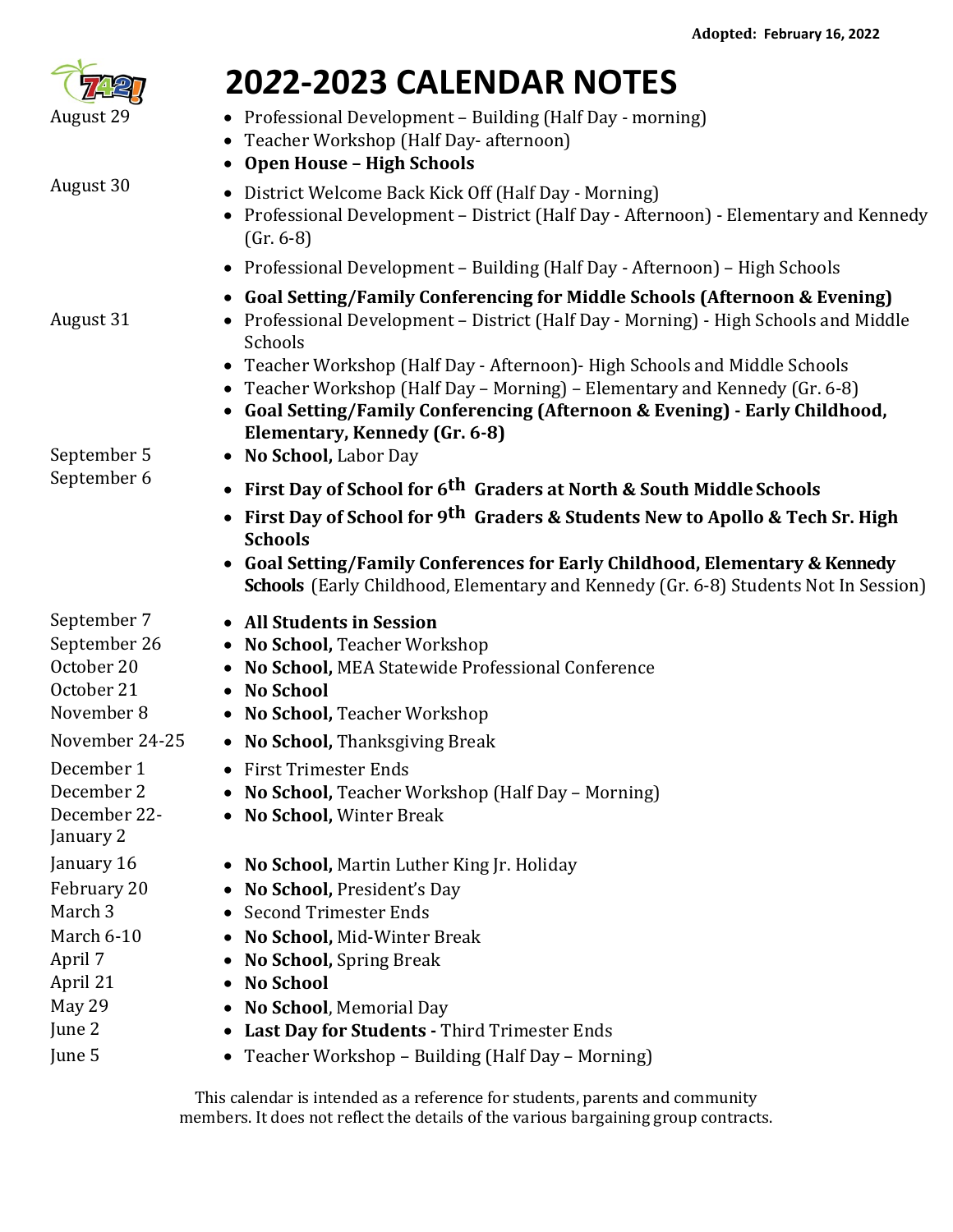Adopted: **February 16, 2022**

# 2022-2023 CALENDAR NOTES

August 29
- Professional Development – Building (Half Day - morning)
- Teacher Workshop (Half Day- afternoon)
- **Open House – High Schools**

August 30
- District Welcome Back Kick Off (Half Day - Morning)
- Professional Development – District (Half Day - Afternoon) - Elementary and Kennedy (Gr. 6-8)
- Professional Development – Building (Half Day - Afternoon) – High Schools
- **Goal Setting/Family Conferencing for Middle Schools (Afternoon & Evening)**

August 31
- Professional Development – District (Half Day - Morning) - High Schools and Middle Schools
- Teacher Workshop (Half Day - Afternoon)- High Schools and Middle Schools
- Teacher Workshop (Half Day – Morning) – Elementary and Kennedy (Gr. 6-8)
- **Goal Setting/Family Conferencing (Afternoon & Evening) - Early Childhood, Elementary, Kennedy (Gr. 6-8)**

September 5
- **No School,** Labor Day

September 6
- **First Day of School for 6th Graders at North & South Middle Schools**
- **First Day of School for 9th Graders & Students New to Apollo & Tech Sr. High Schools**
- **Goal Setting/Family Conferences for Early Childhood, Elementary & Kennedy Schools** (Early Childhood, Elementary and Kennedy (Gr. 6-8) Students Not In Session)

September 7
- **All Students in Session**

September 26
- **No School,** Teacher Workshop

October 20
- **No School,** MEA Statewide Professional Conference

October 21
- **No School**

November 8
- **No School,** Teacher Workshop

November 24-25
- **No School,** Thanksgiving Break

December 1
- First Trimester Ends

December 2
- **No School,** Teacher Workshop (Half Day – Morning)

December 22-January 2
- **No School,** Winter Break

January 16
- **No School,** Martin Luther King Jr. Holiday

February 20
- **No School,** President's Day

March 3
- Second Trimester Ends

March 6-10
- **No School,** Mid-Winter Break

April 7
- **No School,** Spring Break

April 21
- **No School**

May 29
- **No School**, Memorial Day

June 2
- **Last Day for Students -** Third Trimester Ends

June 5
- Teacher Workshop – Building (Half Day – Morning)

This calendar is intended as a reference for students, parents and community members. It does not reflect the details of the various bargaining group contracts.